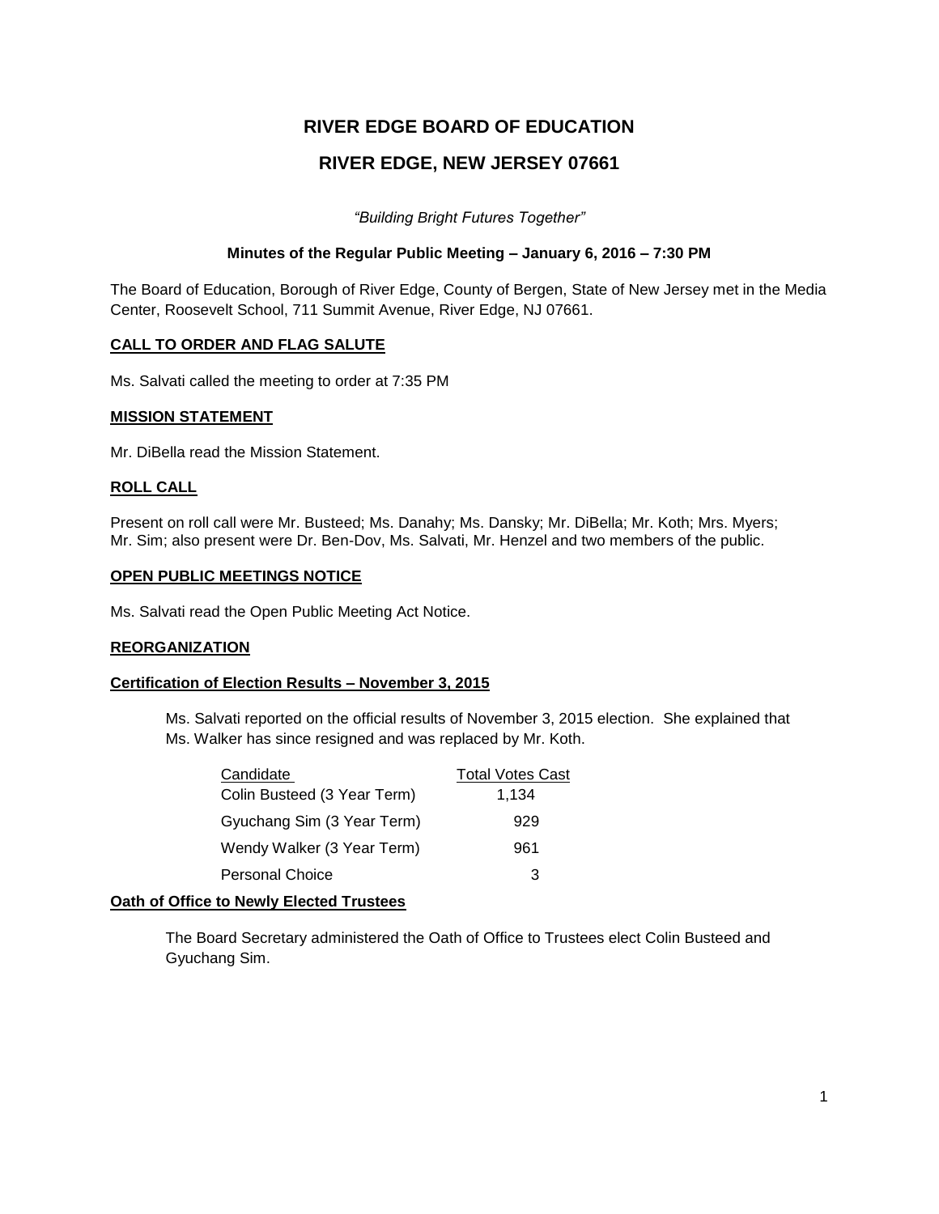# RIVER EDGE BOARD OF EDUCATION

# RIVER EDGE, NEW JERSEY 07661

*"Building Bright Futures Together"*

**Minutes of the Regular Public Meeting – January 6, 2016 – 7:30 PM**

The Board of Education, Borough of River Edge, County of Bergen, State of New Jersey met in the Media Center, Roosevelt School, 711 Summit Avenue, River Edge, NJ 07661.

## CALL TO ORDER AND FLAG SALUTE

Ms. Salvati called the meeting to order at 7:35 PM

## MISSION STATEMENT

Mr. DiBella read the Mission Statement.

## ROLL CALL

Present on roll call were Mr. Busteed; Ms. Danahy; Ms. Dansky; Mr. DiBella; Mr. Koth; Mrs. Myers; Mr. Sim; also present were Dr. Ben-Dov, Ms. Salvati, Mr. Henzel and two members of the public.

## OPEN PUBLIC MEETINGS NOTICE

Ms. Salvati read the Open Public Meeting Act Notice.

## REORGANIZATION

### Certification of Election Results – November 3, 2015

Ms. Salvati reported on the official results of November 3, 2015 election. She explained that Ms. Walker has since resigned and was replaced by Mr. Koth.

| Candidate | Total Votes Cast |
|---|---|
| Colin Busteed (3 Year Term) | 1,134 |
| Gyuchang Sim (3 Year Term) | 929 |
| Wendy Walker (3 Year Term) | 961 |
| Personal Choice | 3 |

### Oath of Office to Newly Elected Trustees

The Board Secretary administered the Oath of Office to Trustees elect Colin Busteed and Gyuchang Sim.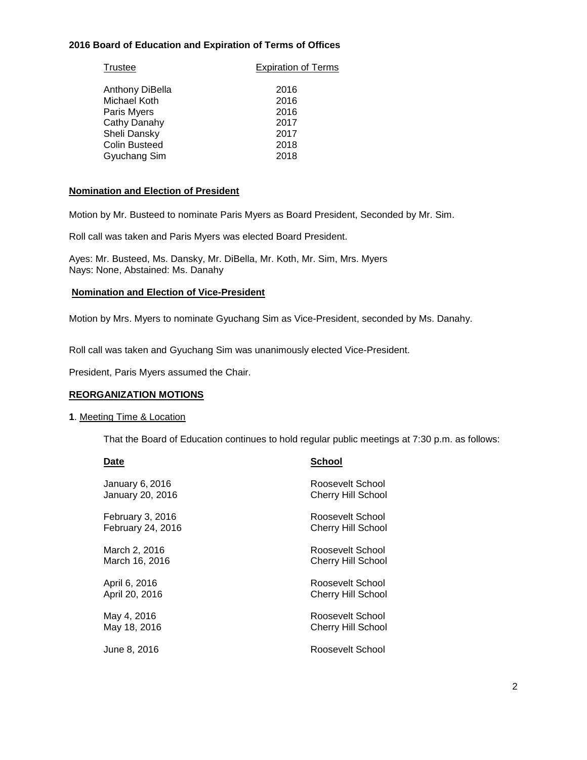**2016 Board of Education and Expiration of Terms of Offices**

| Trustee | Expiration of Terms |
|---|---|
| Anthony DiBella | 2016 |
| Michael Koth | 2016 |
| Paris Myers | 2016 |
| Cathy Danahy | 2017 |
| Sheli Dansky | 2017 |
| Colin Busteed | 2018 |
| Gyuchang Sim | 2018 |

**Nomination and Election of President**

Motion by Mr. Busteed to nominate Paris Myers as Board President, Seconded by Mr. Sim.

Roll call was taken and Paris Myers was elected Board President.

Ayes: Mr. Busteed, Ms. Dansky, Mr. DiBella, Mr. Koth, Mr. Sim, Mrs. Myers
Nays: None, Abstained: Ms. Danahy

**Nomination and Election of Vice-President**

Motion by Mrs. Myers to nominate Gyuchang Sim as Vice-President, seconded by Ms. Danahy.

Roll call was taken and Gyuchang Sim was unanimously elected Vice-President.

President, Paris Myers assumed the Chair.

**REORGANIZATION MOTIONS**

**1**. Meeting Time & Location

That the Board of Education continues to hold regular public meetings at 7:30 p.m. as follows:

| Date | School |
|---|---|
| January 6, 2016 | Roosevelt School |
| January 20, 2016 | Cherry Hill School |
| February 3, 2016 | Roosevelt School |
| February 24, 2016 | Cherry Hill School |
| March 2, 2016 | Roosevelt School |
| March 16, 2016 | Cherry Hill School |
| April 6, 2016 | Roosevelt School |
| April 20, 2016 | Cherry Hill School |
| May 4, 2016 | Roosevelt School |
| May 18, 2016 | Cherry Hill School |
| June 8, 2016 | Roosevelt School |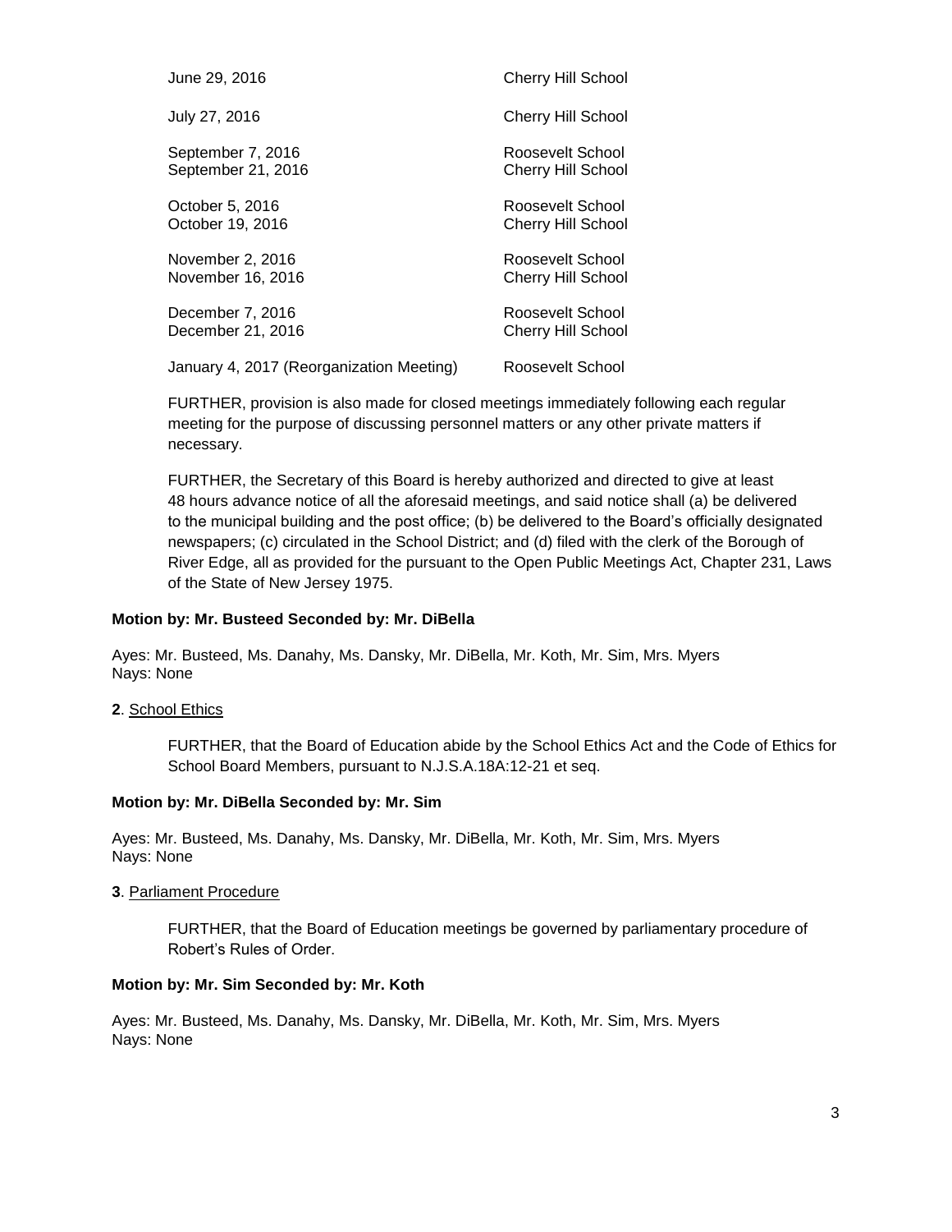| | |
|---|---|
| June 29, 2016 | Cherry Hill School |
| July 27, 2016 | Cherry Hill School |
| September 7, 2016 | Roosevelt School |
| September 21, 2016 | Cherry Hill School |
| October 5, 2016 | Roosevelt School |
| October 19, 2016 | Cherry Hill School |
| November 2, 2016 | Roosevelt School |
| November 16, 2016 | Cherry Hill School |
| December 7, 2016 | Roosevelt School |
| December 21, 2016 | Cherry Hill School |
| January 4, 2017 (Reorganization Meeting) | Roosevelt School |

FURTHER, provision is also made for closed meetings immediately following each regular meeting for the purpose of discussing personnel matters or any other private matters if necessary.

FURTHER, the Secretary of this Board is hereby authorized and directed to give at least 48 hours advance notice of all the aforesaid meetings, and said notice shall (a) be delivered to the municipal building and the post office; (b) be delivered to the Board's officially designated newspapers; (c) circulated in the School District; and (d) filed with the clerk of the Borough of River Edge, all as provided for the pursuant to the Open Public Meetings Act, Chapter 231, Laws of the State of New Jersey 1975.

**Motion by: Mr. Busteed Seconded by: Mr. DiBella**

Ayes: Mr. Busteed, Ms. Danahy, Ms. Dansky, Mr. DiBella, Mr. Koth, Mr. Sim, Mrs. Myers
Nays: None

**2**. School Ethics

FURTHER, that the Board of Education abide by the School Ethics Act and the Code of Ethics for School Board Members, pursuant to N.J.S.A.18A:12-21 et seq.

**Motion by: Mr. DiBella Seconded by: Mr. Sim**

Ayes: Mr. Busteed, Ms. Danahy, Ms. Dansky, Mr. DiBella, Mr. Koth, Mr. Sim, Mrs. Myers
Nays: None

**3**. Parliament Procedure

FURTHER, that the Board of Education meetings be governed by parliamentary procedure of Robert's Rules of Order.

**Motion by: Mr. Sim Seconded by: Mr. Koth**

Ayes: Mr. Busteed, Ms. Danahy, Ms. Dansky, Mr. DiBella, Mr. Koth, Mr. Sim, Mrs. Myers
Nays: None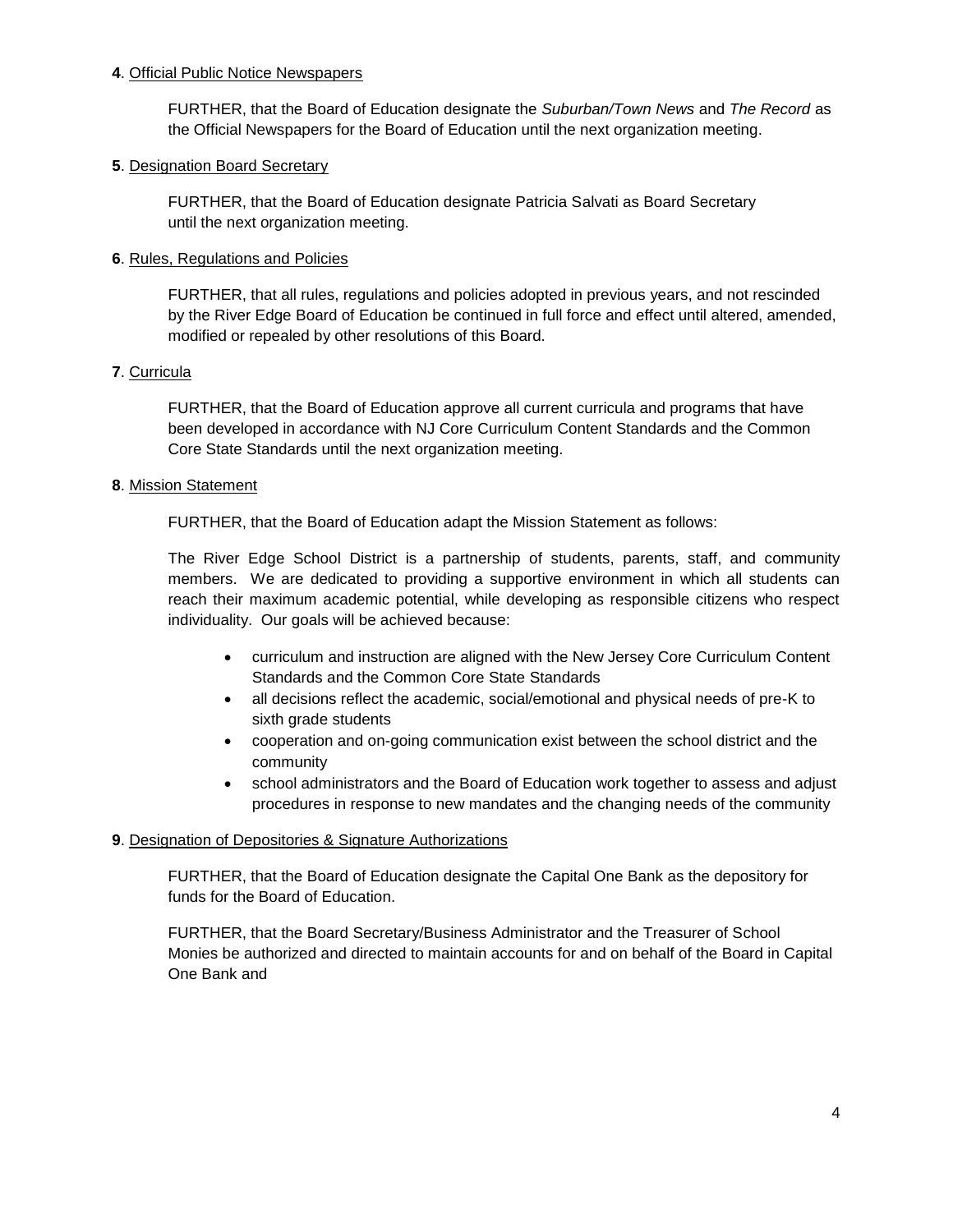**4**. Official Public Notice Newspapers

FURTHER, that the Board of Education designate the *Suburban/Town News* and *The Record* as the Official Newspapers for the Board of Education until the next organization meeting.

**5**. Designation Board Secretary

FURTHER, that the Board of Education designate Patricia Salvati as Board Secretary until the next organization meeting.

**6**. Rules, Regulations and Policies

FURTHER, that all rules, regulations and policies adopted in previous years, and not rescinded by the River Edge Board of Education be continued in full force and effect until altered, amended, modified or repealed by other resolutions of this Board.

**7**. Curricula

FURTHER, that the Board of Education approve all current curricula and programs that have been developed in accordance with NJ Core Curriculum Content Standards and the Common Core State Standards until the next organization meeting.

**8**. Mission Statement

FURTHER, that the Board of Education adapt the Mission Statement as follows:

The River Edge School District is a partnership of students, parents, staff, and community members. We are dedicated to providing a supportive environment in which all students can reach their maximum academic potential, while developing as responsible citizens who respect individuality. Our goals will be achieved because:

- curriculum and instruction are aligned with the New Jersey Core Curriculum Content Standards and the Common Core State Standards
- all decisions reflect the academic, social/emotional and physical needs of pre-K to sixth grade students
- cooperation and on-going communication exist between the school district and the community
- school administrators and the Board of Education work together to assess and adjust procedures in response to new mandates and the changing needs of the community

**9**. Designation of Depositories & Signature Authorizations

FURTHER, that the Board of Education designate the Capital One Bank as the depository for funds for the Board of Education.

FURTHER, that the Board Secretary/Business Administrator and the Treasurer of School Monies be authorized and directed to maintain accounts for and on behalf of the Board in Capital One Bank and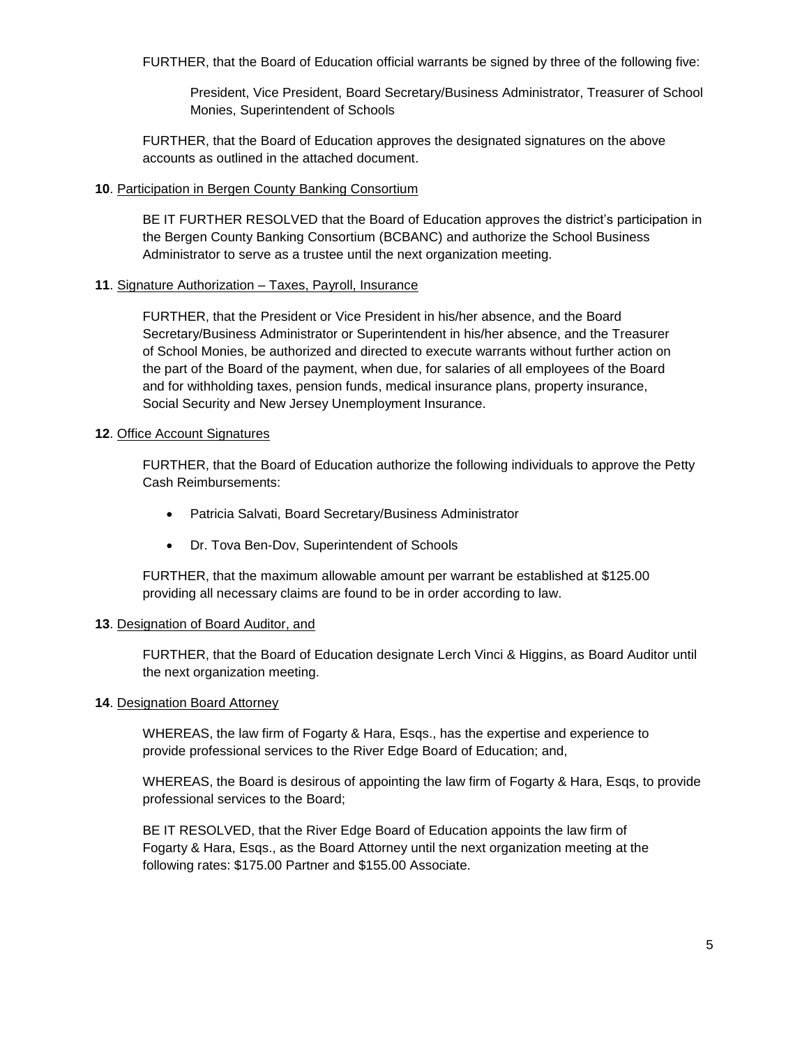FURTHER, that the Board of Education official warrants be signed by three of the following five:

President, Vice President, Board Secretary/Business Administrator, Treasurer of School Monies, Superintendent of Schools

FURTHER, that the Board of Education approves the designated signatures on the above accounts as outlined in the attached document.

**10**. Participation in Bergen County Banking Consortium

BE IT FURTHER RESOLVED that the Board of Education approves the district's participation in the Bergen County Banking Consortium (BCBANC) and authorize the School Business Administrator to serve as a trustee until the next organization meeting.

**11**. Signature Authorization – Taxes, Payroll, Insurance

FURTHER, that the President or Vice President in his/her absence, and the Board Secretary/Business Administrator or Superintendent in his/her absence, and the Treasurer of School Monies, be authorized and directed to execute warrants without further action on the part of the Board of the payment, when due, for salaries of all employees of the Board and for withholding taxes, pension funds, medical insurance plans, property insurance, Social Security and New Jersey Unemployment Insurance.

**12**. Office Account Signatures

FURTHER, that the Board of Education authorize the following individuals to approve the Petty Cash Reimbursements:

- Patricia Salvati, Board Secretary/Business Administrator
- Dr. Tova Ben-Dov, Superintendent of Schools

FURTHER, that the maximum allowable amount per warrant be established at $125.00 providing all necessary claims are found to be in order according to law.

**13**. Designation of Board Auditor, and

FURTHER, that the Board of Education designate Lerch Vinci & Higgins, as Board Auditor until the next organization meeting.

**14**. Designation Board Attorney

WHEREAS, the law firm of Fogarty & Hara, Esqs., has the expertise and experience to provide professional services to the River Edge Board of Education; and,

WHEREAS, the Board is desirous of appointing the law firm of Fogarty & Hara, Esqs, to provide professional services to the Board;

BE IT RESOLVED, that the River Edge Board of Education appoints the law firm of Fogarty & Hara, Esqs., as the Board Attorney until the next organization meeting at the following rates: $175.00 Partner and $155.00 Associate.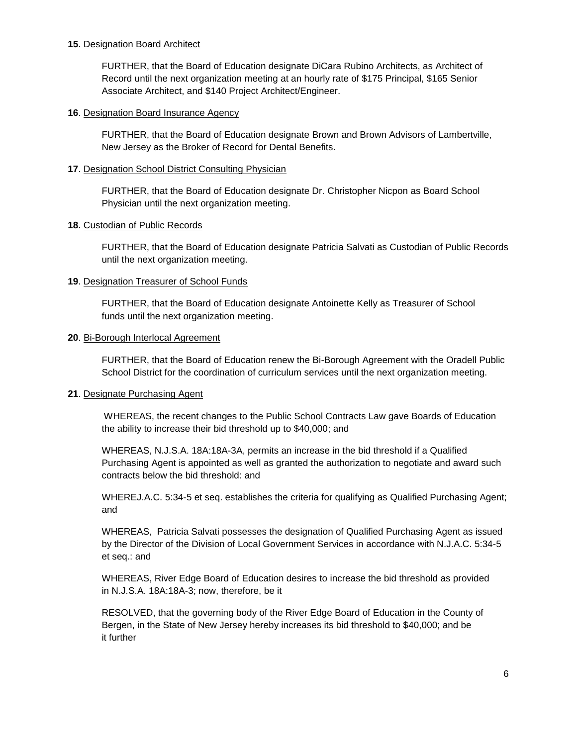**15**. Designation Board Architect

FURTHER, that the Board of Education designate DiCara Rubino Architects, as Architect of Record until the next organization meeting at an hourly rate of $175 Principal, $165 Senior Associate Architect, and $140 Project Architect/Engineer.

**16**. Designation Board Insurance Agency

FURTHER, that the Board of Education designate Brown and Brown Advisors of Lambertville, New Jersey as the Broker of Record for Dental Benefits.

**17**. Designation School District Consulting Physician

FURTHER, that the Board of Education designate Dr. Christopher Nicpon as Board School Physician until the next organization meeting.

**18**. Custodian of Public Records

FURTHER, that the Board of Education designate Patricia Salvati as Custodian of Public Records until the next organization meeting.

**19**. Designation Treasurer of School Funds

FURTHER, that the Board of Education designate Antoinette Kelly as Treasurer of School funds until the next organization meeting.

**20**. Bi-Borough Interlocal Agreement

FURTHER, that the Board of Education renew the Bi-Borough Agreement with the Oradell Public School District for the coordination of curriculum services until the next organization meeting.

**21**. Designate Purchasing Agent

WHEREAS, the recent changes to the Public School Contracts Law gave Boards of Education the ability to increase their bid threshold up to $40,000; and

WHEREAS, N.J.S.A. 18A:18A-3A, permits an increase in the bid threshold if a Qualified Purchasing Agent is appointed as well as granted the authorization to negotiate and award such contracts below the bid threshold: and

WHEREJ.A.C. 5:34-5 et seq. establishes the criteria for qualifying as Qualified Purchasing Agent; and

WHEREAS, Patricia Salvati possesses the designation of Qualified Purchasing Agent as issued by the Director of the Division of Local Government Services in accordance with N.J.A.C. 5:34-5 et seq.: and

WHEREAS, River Edge Board of Education desires to increase the bid threshold as provided in N.J.S.A. 18A:18A-3; now, therefore, be it

RESOLVED, that the governing body of the River Edge Board of Education in the County of Bergen, in the State of New Jersey hereby increases its bid threshold to $40,000; and be it further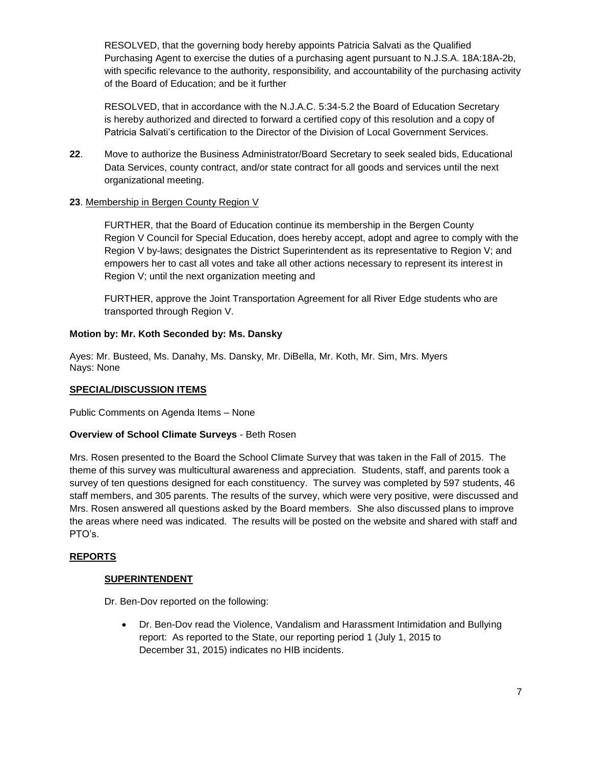RESOLVED, that the governing body hereby appoints Patricia Salvati as the Qualified Purchasing Agent to exercise the duties of a purchasing agent pursuant to N.J.S.A. 18A:18A-2b, with specific relevance to the authority, responsibility, and accountability of the purchasing activity of the Board of Education; and be it further

RESOLVED, that in accordance with the N.J.A.C. 5:34-5.2 the Board of Education Secretary is hereby authorized and directed to forward a certified copy of this resolution and a copy of Patricia Salvati's certification to the Director of the Division of Local Government Services.

**22**. Move to authorize the Business Administrator/Board Secretary to seek sealed bids, Educational Data Services, county contract, and/or state contract for all goods and services until the next organizational meeting.

**23**. Membership in Bergen County Region V

FURTHER, that the Board of Education continue its membership in the Bergen County Region V Council for Special Education, does hereby accept, adopt and agree to comply with the Region V by-laws; designates the District Superintendent as its representative to Region V; and empowers her to cast all votes and take all other actions necessary to represent its interest in Region V; until the next organization meeting and

FURTHER, approve the Joint Transportation Agreement for all River Edge students who are transported through Region V.

**Motion by: Mr. Koth Seconded by: Ms. Dansky**

Ayes: Mr. Busteed, Ms. Danahy, Ms. Dansky, Mr. DiBella, Mr. Koth, Mr. Sim, Mrs. Myers
Nays: None

**SPECIAL/DISCUSSION ITEMS**

Public Comments on Agenda Items – None

**Overview of School Climate Surveys** - Beth Rosen

Mrs. Rosen presented to the Board the School Climate Survey that was taken in the Fall of 2015. The theme of this survey was multicultural awareness and appreciation. Students, staff, and parents took a survey of ten questions designed for each constituency. The survey was completed by 597 students, 46 staff members, and 305 parents. The results of the survey, which were very positive, were discussed and Mrs. Rosen answered all questions asked by the Board members. She also discussed plans to improve the areas where need was indicated. The results will be posted on the website and shared with staff and PTO's.

**REPORTS**

**SUPERINTENDENT**

Dr. Ben-Dov reported on the following:

- Dr. Ben-Dov read the Violence, Vandalism and Harassment Intimidation and Bullying report: As reported to the State, our reporting period 1 (July 1, 2015 to December 31, 2015) indicates no HIB incidents.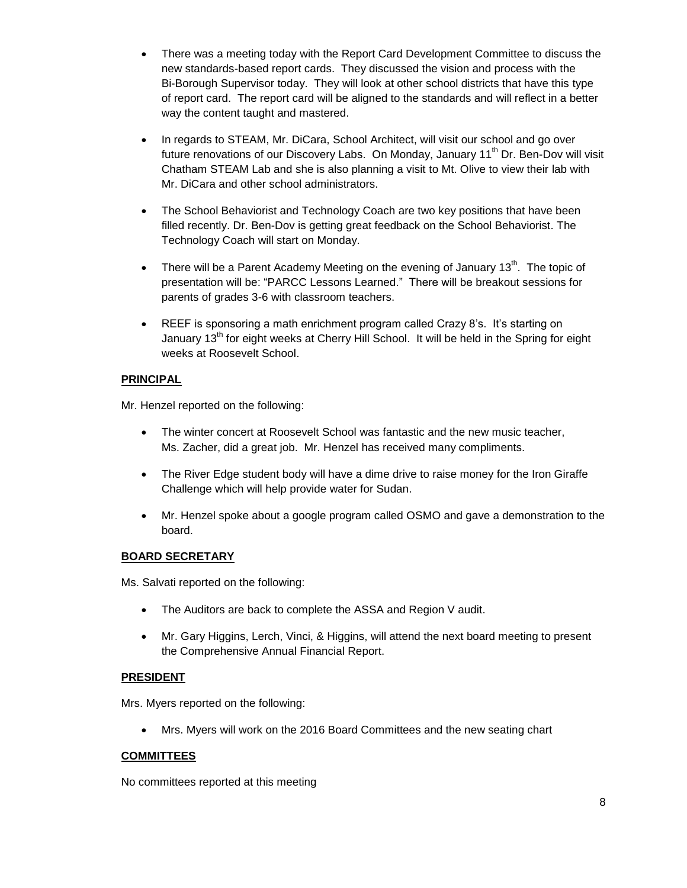- There was a meeting today with the Report Card Development Committee to discuss the new standards-based report cards. They discussed the vision and process with the Bi-Borough Supervisor today. They will look at other school districts that have this type of report card. The report card will be aligned to the standards and will reflect in a better way the content taught and mastered.

- In regards to STEAM, Mr. DiCara, School Architect, will visit our school and go over future renovations of our Discovery Labs. On Monday, January 11th Dr. Ben-Dov will visit Chatham STEAM Lab and she is also planning a visit to Mt. Olive to view their lab with Mr. DiCara and other school administrators.

- The School Behaviorist and Technology Coach are two key positions that have been filled recently. Dr. Ben-Dov is getting great feedback on the School Behaviorist. The Technology Coach will start on Monday.

- There will be a Parent Academy Meeting on the evening of January 13th. The topic of presentation will be: "PARCC Lessons Learned." There will be breakout sessions for parents of grades 3-6 with classroom teachers.

- REEF is sponsoring a math enrichment program called Crazy 8's. It's starting on January 13th for eight weeks at Cherry Hill School. It will be held in the Spring for eight weeks at Roosevelt School.

**PRINCIPAL**

Mr. Henzel reported on the following:

- The winter concert at Roosevelt School was fantastic and the new music teacher, Ms. Zacher, did a great job. Mr. Henzel has received many compliments.

- The River Edge student body will have a dime drive to raise money for the Iron Giraffe Challenge which will help provide water for Sudan.

- Mr. Henzel spoke about a google program called OSMO and gave a demonstration to the board.

**BOARD SECRETARY**

Ms. Salvati reported on the following:

- The Auditors are back to complete the ASSA and Region V audit.

- Mr. Gary Higgins, Lerch, Vinci, & Higgins, will attend the next board meeting to present the Comprehensive Annual Financial Report.

**PRESIDENT**

Mrs. Myers reported on the following:

- Mrs. Myers will work on the 2016 Board Committees and the new seating chart

**COMMITTEES**

No committees reported at this meeting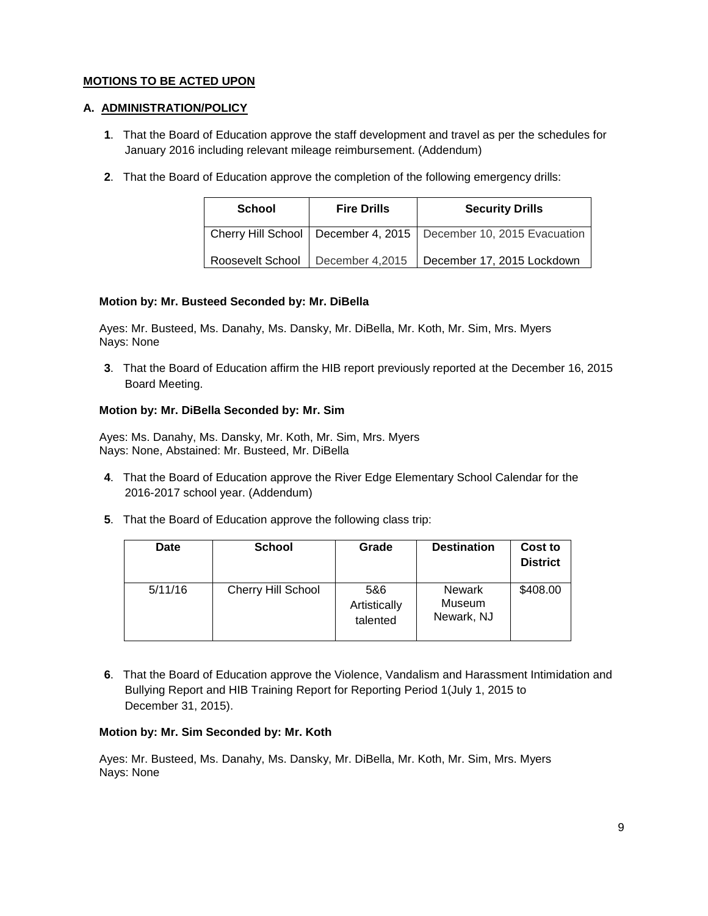**MOTIONS TO BE ACTED UPON**

**A. ADMINISTRATION/POLICY**

**1**. That the Board of Education approve the staff development and travel as per the schedules for January 2016 including relevant mileage reimbursement. (Addendum)

**2**. That the Board of Education approve the completion of the following emergency drills:

| School | Fire Drills | Security Drills |
|---|---|---|
| Cherry Hill School | December 4, 2015 | December 10, 2015 Evacuation |
| Roosevelt School | December 4,2015 | December 17, 2015 Lockdown |

**Motion by: Mr. Busteed Seconded by: Mr. DiBella**

Ayes: Mr. Busteed, Ms. Danahy, Ms. Dansky, Mr. DiBella, Mr. Koth, Mr. Sim, Mrs. Myers
Nays: None

**3**. That the Board of Education affirm the HIB report previously reported at the December 16, 2015 Board Meeting.

**Motion by: Mr. DiBella Seconded by: Mr. Sim**

Ayes: Ms. Danahy, Ms. Dansky, Mr. Koth, Mr. Sim, Mrs. Myers
Nays: None, Abstained: Mr. Busteed, Mr. DiBella

**4**. That the Board of Education approve the River Edge Elementary School Calendar for the 2016-2017 school year. (Addendum)

**5**. That the Board of Education approve the following class trip:

| Date | School | Grade | Destination | Cost to District |
|---|---|---|---|---|
| 5/11/16 | Cherry Hill School | 5&6 Artistically talented | Newark Museum Newark, NJ | $408.00 |

**6**. That the Board of Education approve the Violence, Vandalism and Harassment Intimidation and Bullying Report and HIB Training Report for Reporting Period 1(July 1, 2015 to December 31, 2015).

**Motion by: Mr. Sim Seconded by: Mr. Koth**

Ayes: Mr. Busteed, Ms. Danahy, Ms. Dansky, Mr. DiBella, Mr. Koth, Mr. Sim, Mrs. Myers
Nays: None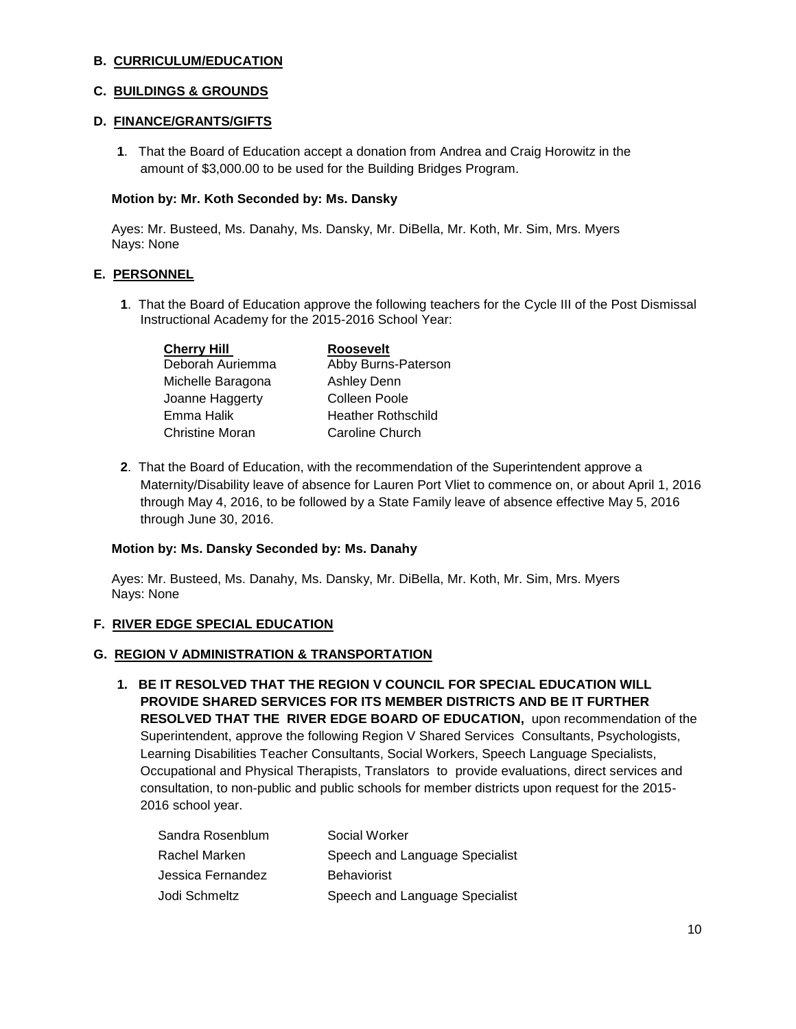### B. CURRICULUM/EDUCATION

### C. BUILDINGS & GROUNDS

### D. FINANCE/GRANTS/GIFTS

**1**. That the Board of Education accept a donation from Andrea and Craig Horowitz in the amount of $3,000.00 to be used for the Building Bridges Program.

**Motion by: Mr. Koth Seconded by: Ms. Dansky**

Ayes: Mr. Busteed, Ms. Danahy, Ms. Dansky, Mr. DiBella, Mr. Koth, Mr. Sim, Mrs. Myers
Nays: None

### E. PERSONNEL

**1**. That the Board of Education approve the following teachers for the Cycle III of the Post Dismissal Instructional Academy for the 2015-2016 School Year:

| Cherry Hill | Roosevelt |
|---|---|
| Deborah Auriemma | Abby Burns-Paterson |
| Michelle Baragona | Ashley Denn |
| Joanne Haggerty | Colleen Poole |
| Emma Halik | Heather Rothschild |
| Christine Moran | Caroline Church |

**2**. That the Board of Education, with the recommendation of the Superintendent approve a Maternity/Disability leave of absence for Lauren Port Vliet to commence on, or about April 1, 2016 through May 4, 2016, to be followed by a State Family leave of absence effective May 5, 2016 through June 30, 2016.

**Motion by: Ms. Dansky Seconded by: Ms. Danahy**

Ayes: Mr. Busteed, Ms. Danahy, Ms. Dansky, Mr. DiBella, Mr. Koth, Mr. Sim, Mrs. Myers
Nays: None

### F. RIVER EDGE SPECIAL EDUCATION

### G. REGION V ADMINISTRATION & TRANSPORTATION

**1. BE IT RESOLVED THAT THE REGION V COUNCIL FOR SPECIAL EDUCATION WILL PROVIDE SHARED SERVICES FOR ITS MEMBER DISTRICTS AND BE IT FURTHER RESOLVED THAT THE RIVER EDGE BOARD OF EDUCATION,** upon recommendation of the Superintendent, approve the following Region V Shared Services Consultants, Psychologists, Learning Disabilities Teacher Consultants, Social Workers, Speech Language Specialists, Occupational and Physical Therapists, Translators to provide evaluations, direct services and consultation, to non-public and public schools for member districts upon request for the 2015-2016 school year.

| | |
|---|---|
| Sandra Rosenblum | Social Worker |
| Rachel Marken | Speech and Language Specialist |
| Jessica Fernandez | Behaviorist |
| Jodi Schmeltz | Speech and Language Specialist |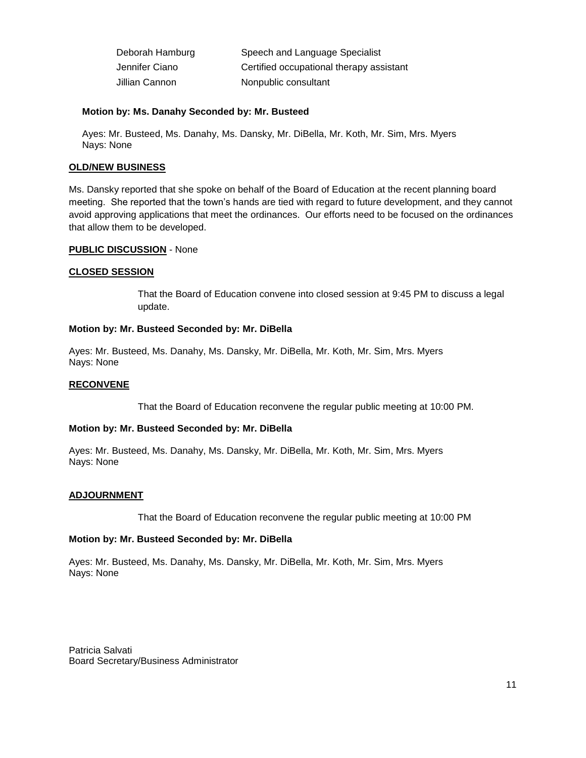| | |
|---|---|
| Deborah Hamburg | Speech and Language Specialist |
| Jennifer Ciano | Certified occupational therapy assistant |
| Jillian Cannon | Nonpublic consultant |

**Motion by: Ms. Danahy Seconded by: Mr. Busteed**

Ayes: Mr. Busteed, Ms. Danahy, Ms. Dansky, Mr. DiBella, Mr. Koth, Mr. Sim, Mrs. Myers
Nays: None

**OLD/NEW BUSINESS**

Ms. Dansky reported that she spoke on behalf of the Board of Education at the recent planning board meeting. She reported that the town's hands are tied with regard to future development, and they cannot avoid approving applications that meet the ordinances. Our efforts need to be focused on the ordinances that allow them to be developed.

**PUBLIC DISCUSSION** - None

**CLOSED SESSION**

That the Board of Education convene into closed session at 9:45 PM to discuss a legal update.

**Motion by: Mr. Busteed Seconded by: Mr. DiBella**

Ayes: Mr. Busteed, Ms. Danahy, Ms. Dansky, Mr. DiBella, Mr. Koth, Mr. Sim, Mrs. Myers
Nays: None

**RECONVENE**

That the Board of Education reconvene the regular public meeting at 10:00 PM.

**Motion by: Mr. Busteed Seconded by: Mr. DiBella**

Ayes: Mr. Busteed, Ms. Danahy, Ms. Dansky, Mr. DiBella, Mr. Koth, Mr. Sim, Mrs. Myers
Nays: None

**ADJOURNMENT**

That the Board of Education reconvene the regular public meeting at 10:00 PM

**Motion by: Mr. Busteed Seconded by: Mr. DiBella**

Ayes: Mr. Busteed, Ms. Danahy, Ms. Dansky, Mr. DiBella, Mr. Koth, Mr. Sim, Mrs. Myers
Nays: None

Patricia Salvati
Board Secretary/Business Administrator